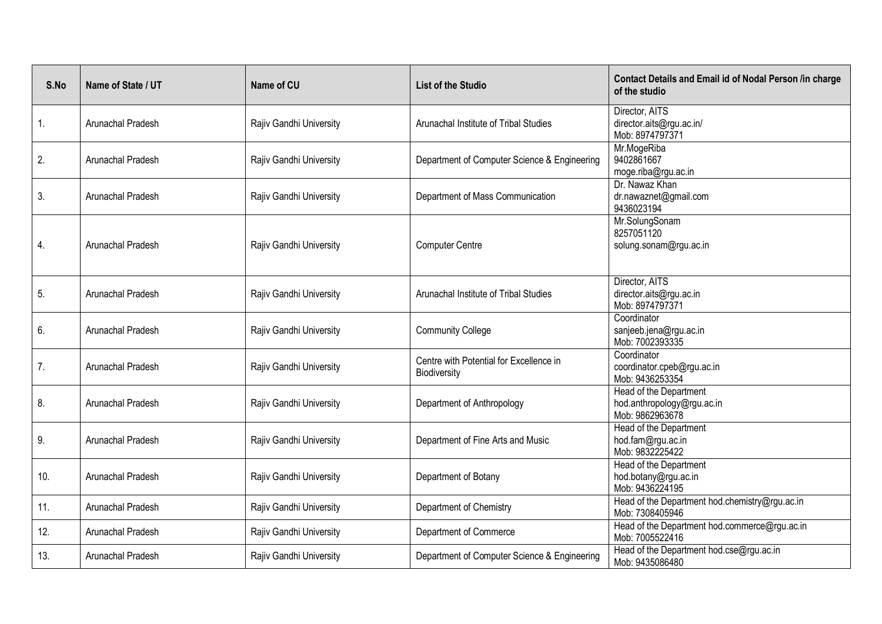| S.No | Name of State / UT | Name of CU | List of the Studio | Contact Details and Email id of Nodal Person /in charge of the studio |
|---|---|---|---|---|
| 1. | Arunachal Pradesh | Rajiv Gandhi University | Arunachal Institute of Tribal Studies | Director, AITS<br>director.aits@rgu.ac.in/<br>Mob: 8974797371 |
| 2. | Arunachal Pradesh | Rajiv Gandhi University | Department of Computer Science & Engineering | Mr.MogeRiba<br>9402861667<br>moge.riba@rgu.ac.in |
| 3. | Arunachal Pradesh | Rajiv Gandhi University | Department of Mass Communication | Dr. Nawaz Khan<br>dr.nawaznet@gmail.com<br>9436023194 |
| 4. | Arunachal Pradesh | Rajiv Gandhi University | Computer Centre | Mr.SolungSonam<br>8257051120<br>solung.sonam@rgu.ac.in |
| 5. | Arunachal Pradesh | Rajiv Gandhi University | Arunachal Institute of Tribal Studies | Director, AITS<br>director.aits@rgu.ac.in<br>Mob: 8974797371 |
| 6. | Arunachal Pradesh | Rajiv Gandhi University | Community College | Coordinator<br>sanjeeb.jena@rgu.ac.in<br>Mob: 7002393335 |
| 7. | Arunachal Pradesh | Rajiv Gandhi University | Centre with Potential for Excellence in Biodiversity | Coordinator<br>coordinator.cpeb@rgu.ac.in<br>Mob: 9436253354 |
| 8. | Arunachal Pradesh | Rajiv Gandhi University | Department of Anthropology | Head of the Department<br>hod.anthropology@rgu.ac.in<br>Mob: 9862963678 |
| 9. | Arunachal Pradesh | Rajiv Gandhi University | Department of Fine Arts and Music | Head of the Department<br>hod.fam@rgu.ac.in<br>Mob: 9832225422 |
| 10. | Arunachal Pradesh | Rajiv Gandhi University | Department of Botany | Head of the Department<br>hod.botany@rgu.ac.in<br>Mob: 9436224195 |
| 11. | Arunachal Pradesh | Rajiv Gandhi University | Department of Chemistry | Head of the Department hod.chemistry@rgu.ac.in<br>Mob: 7308405946 |
| 12. | Arunachal Pradesh | Rajiv Gandhi University | Department of Commerce | Head of the Department hod.commerce@rgu.ac.in<br>Mob: 7005522416 |
| 13. | Arunachal Pradesh | Rajiv Gandhi University | Department of Computer Science & Engineering | Head of the Department hod.cse@rgu.ac.in<br>Mob: 9435086480 |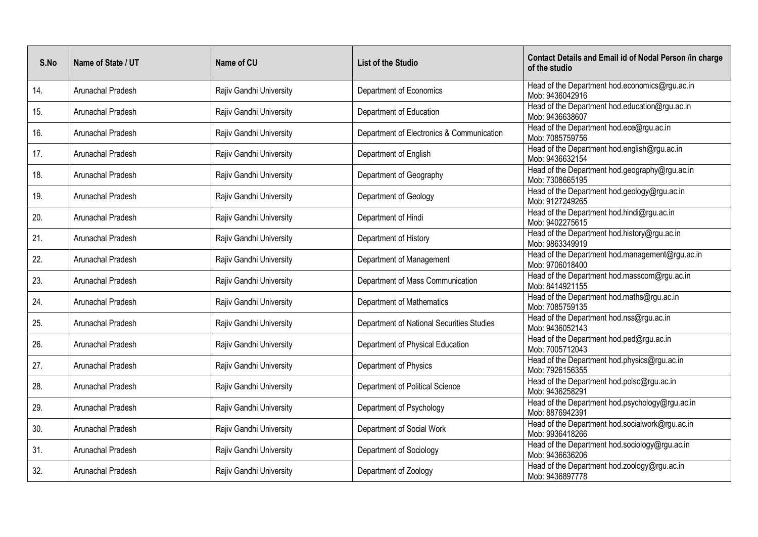| S.No | Name of State / UT | Name of CU | List of the Studio | Contact Details and Email id of Nodal Person /in charge of the studio |
| --- | --- | --- | --- | --- |
| 14. | Arunachal Pradesh | Rajiv Gandhi University | Department of Economics | Head of the Department hod.economics@rgu.ac.in Mob: 9436042916 |
| 15. | Arunachal Pradesh | Rajiv Gandhi University | Department of Education | Head of the Department hod.education@rgu.ac.in Mob: 9436638607 |
| 16. | Arunachal Pradesh | Rajiv Gandhi University | Department of Electronics & Communication | Head of the Department hod.ece@rgu.ac.in Mob: 7085759756 |
| 17. | Arunachal Pradesh | Rajiv Gandhi University | Department of English | Head of the Department hod.english@rgu.ac.in Mob: 9436632154 |
| 18. | Arunachal Pradesh | Rajiv Gandhi University | Department of Geography | Head of the Department hod.geography@rgu.ac.in Mob: 7308665195 |
| 19. | Arunachal Pradesh | Rajiv Gandhi University | Department of Geology | Head of the Department hod.geology@rgu.ac.in Mob: 9127249265 |
| 20. | Arunachal Pradesh | Rajiv Gandhi University | Department of Hindi | Head of the Department hod.hindi@rgu.ac.in Mob: 9402275615 |
| 21. | Arunachal Pradesh | Rajiv Gandhi University | Department of History | Head of the Department hod.history@rgu.ac.in Mob: 9863349919 |
| 22. | Arunachal Pradesh | Rajiv Gandhi University | Department of Management | Head of the Department hod.management@rgu.ac.in Mob: 9706018400 |
| 23. | Arunachal Pradesh | Rajiv Gandhi University | Department of Mass Communication | Head of the Department hod.masscom@rgu.ac.in Mob: 8414921155 |
| 24. | Arunachal Pradesh | Rajiv Gandhi University | Department of Mathematics | Head of the Department hod.maths@rgu.ac.in Mob: 7085759135 |
| 25. | Arunachal Pradesh | Rajiv Gandhi University | Department of National Securities Studies | Head of the Department hod.nss@rgu.ac.in Mob: 9436052143 |
| 26. | Arunachal Pradesh | Rajiv Gandhi University | Department of Physical Education | Head of the Department hod.ped@rgu.ac.in Mob: 7005712043 |
| 27. | Arunachal Pradesh | Rajiv Gandhi University | Department of Physics | Head of the Department hod.physics@rgu.ac.in Mob: 7926156355 |
| 28. | Arunachal Pradesh | Rajiv Gandhi University | Department of Political Science | Head of the Department hod.polsc@rgu.ac.in Mob: 9436258291 |
| 29. | Arunachal Pradesh | Rajiv Gandhi University | Department of Psychology | Head of the Department hod.psychology@rgu.ac.in Mob: 8876942391 |
| 30. | Arunachal Pradesh | Rajiv Gandhi University | Department of Social Work | Head of the Department hod.socialwork@rgu.ac.in Mob: 9936418266 |
| 31. | Arunachal Pradesh | Rajiv Gandhi University | Department of Sociology | Head of the Department hod.sociology@rgu.ac.in Mob: 9436636206 |
| 32. | Arunachal Pradesh | Rajiv Gandhi University | Department of Zoology | Head of the Department hod.zoology@rgu.ac.in Mob: 9436897778 |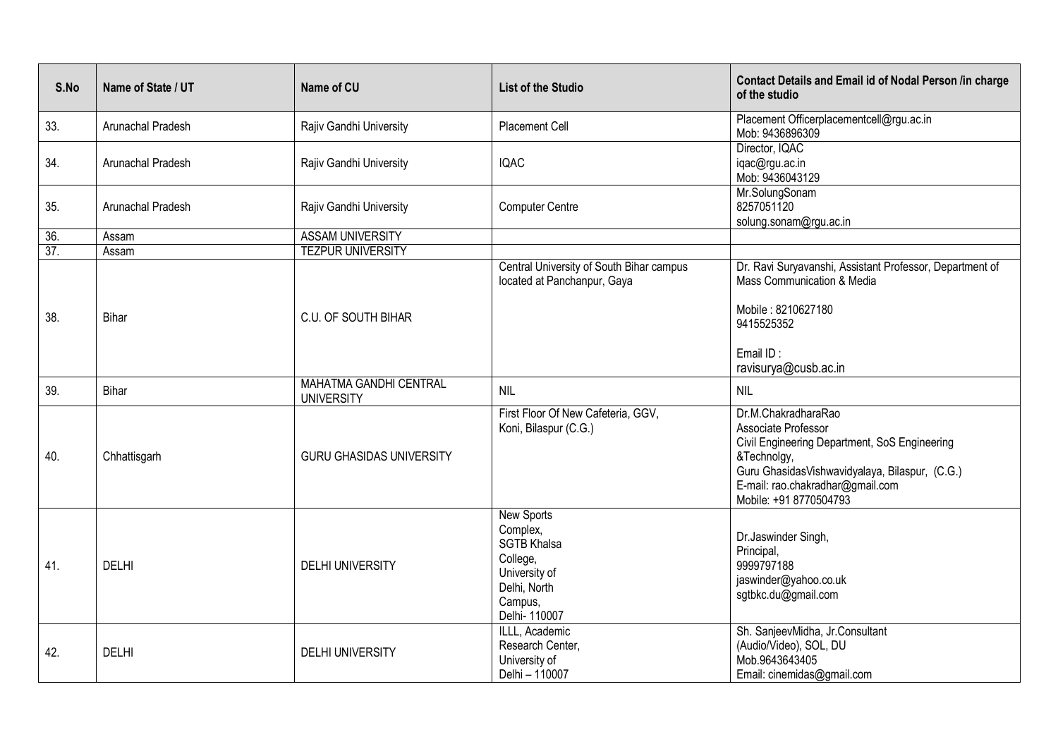| S.No | Name of State / UT | Name of CU | List of the Studio | Contact Details and Email id of Nodal Person /in charge of the studio |
|---|---|---|---|---|
| 33. | Arunachal Pradesh | Rajiv Gandhi University | Placement Cell | Placement Officerplacementcell@rgu.ac.in<br>Mob: 9436896309 |
| 34. | Arunachal Pradesh | Rajiv Gandhi University | IQAC | Director, IQAC<br>iqac@rgu.ac.in<br>Mob: 9436043129 |
| 35. | Arunachal Pradesh | Rajiv Gandhi University | Computer Centre | Mr.SolungSonam<br>8257051120<br>solung.sonam@rgu.ac.in |
| 36. | Assam | ASSAM UNIVERSITY | | |
| 37. | Assam | TEZPUR UNIVERSITY | | |
| 38. | Bihar | C.U. OF SOUTH BIHAR | Central University of South Bihar campus located at Panchanpur, Gaya | Dr. Ravi Suryavanshi, Assistant Professor, Department of Mass Communication & Media<br><br>Mobile : 8210627180<br>9415525352<br><br>Email ID :<br>ravisurya@cusb.ac.in |
| 39. | Bihar | MAHATMA GANDHI CENTRAL UNIVERSITY | NIL | NIL |
| 40. | Chhattisgarh | GURU GHASIDAS UNIVERSITY | First Floor Of New Cafeteria, GGV, Koni, Bilaspur (C.G.) | Dr.M.ChakradharaRao<br>Associate Professor<br>Civil Engineering Department, SoS Engineering &Technolgy,<br>Guru GhasidasVishwavidyalaya, Bilaspur, (C.G.)<br>E-mail: rao.chakradhar@gmail.com<br>Mobile: +91 8770504793 |
| 41. | DELHI | DELHI UNIVERSITY | New Sports Complex, SGTB Khalsa College, University of Delhi, North Campus, Delhi- 110007 | Dr.Jaswinder Singh,<br>Principal,<br>9999797188<br>jaswinder@yahoo.co.uk<br>sgtbkc.du@gmail.com |
| 42. | DELHI | DELHI UNIVERSITY | ILLL, Academic Research Center, University of Delhi – 110007 | Sh. SanjeevMidha, Jr.Consultant (Audio/Video), SOL, DU<br>Mob.9643643405<br>Email: cinemidas@gmail.com |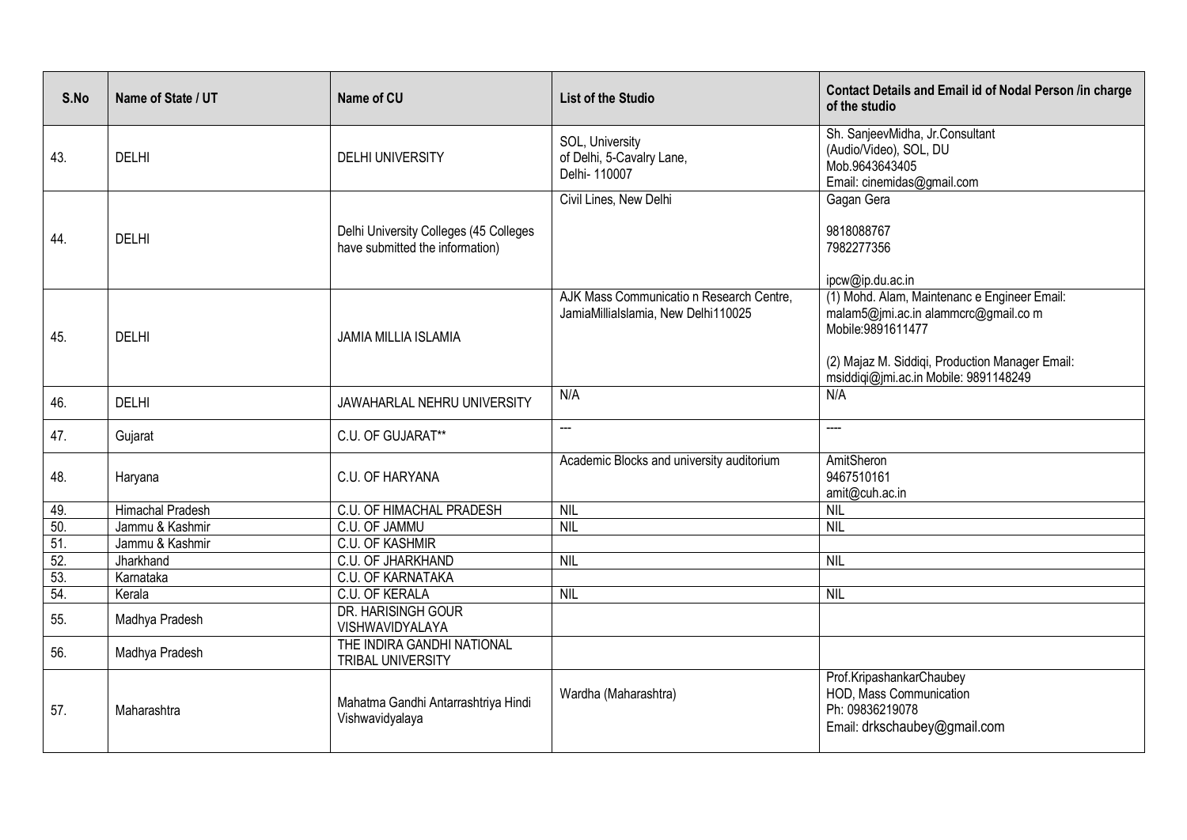| S.No | Name of State / UT | Name of CU | List of the Studio | Contact Details and Email id of Nodal Person /in charge of the studio |
|---|---|---|---|---|
| 43. | DELHI | DELHI UNIVERSITY | SOL, University of Delhi, 5-Cavalry Lane, Delhi- 110007 | Sh. SanjeevMidha, Jr.Consultant (Audio/Video), SOL, DU Mob.9643643405 Email: cinemidas@gmail.com |
| 44. | DELHI | Delhi University Colleges (45 Colleges have submitted the information) | Civil Lines, New Delhi | Gagan Gera<br>9818088767<br>7982277356<br>ipcw@ip.du.ac.in |
| 45. | DELHI | JAMIA MILLIA ISLAMIA | AJK Mass Communicatio n Research Centre, JamiaMilliaIslamia, New Delhi110025 | (1) Mohd. Alam, Maintenanc e Engineer Email: malam5@jmi.ac.in alammcrc@gmail.co m Mobile:9891611477<br>(2) Majaz M. Siddiqi, Production Manager Email: msiddiqi@jmi.ac.in Mobile: 9891148249 |
| 46. | DELHI | JAWAHARLAL NEHRU UNIVERSITY | N/A | N/A |
| 47. | Gujarat | C.U. OF GUJARAT** | --- | ---- |
| 48. | Haryana | C.U. OF HARYANA | Academic Blocks and university auditorium | AmitSheron<br>9467510161<br>amit@cuh.ac.in |
| 49. | Himachal Pradesh | C.U. OF HIMACHAL PRADESH | NIL | NIL |
| 50. | Jammu & Kashmir | C.U. OF JAMMU | NIL | NIL |
| 51. | Jammu & Kashmir | C.U. OF KASHMIR | | |
| 52. | Jharkhand | C.U. OF JHARKHAND | NIL | NIL |
| 53. | Karnataka | C.U. OF KARNATAKA | | |
| 54. | Kerala | C.U. OF KERALA | NIL | NIL |
| 55. | Madhya Pradesh | DR. HARISINGH GOUR VISHWAVIDYALAYA | | |
| 56. | Madhya Pradesh | THE INDIRA GANDHI NATIONAL TRIBAL UNIVERSITY | | |
| 57. | Maharashtra | Mahatma Gandhi Antarrashtriya Hindi Vishwavidyalaya | Wardha (Maharashtra) | Prof.KripashankarChaubey<br>HOD, Mass Communication<br>Ph: 09836219078<br>Email: drkschaubey@gmail.com |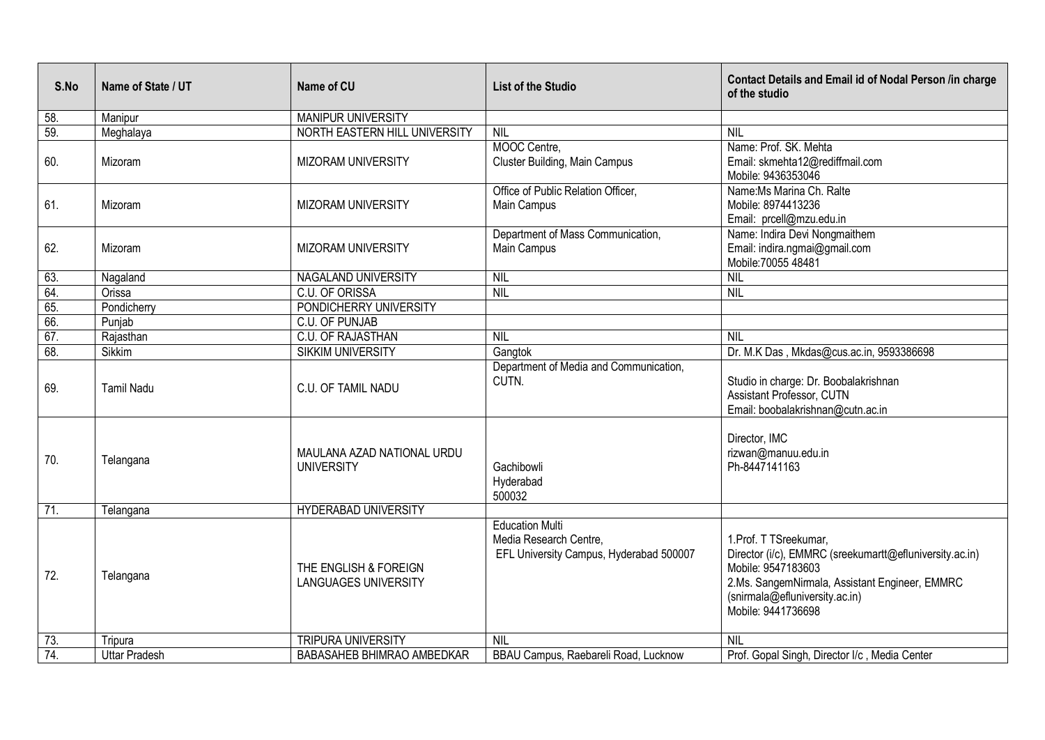| S.No | Name of State / UT | Name of CU | List of the Studio | Contact Details and Email id of Nodal Person /in charge of the studio |
|---|---|---|---|---|
| 58. | Manipur | MANIPUR UNIVERSITY | | |
| 59. | Meghalaya | NORTH EASTERN HILL UNIVERSITY | NIL | NIL |
| 60. | Mizoram | MIZORAM UNIVERSITY | MOOC Centre,<br>Cluster Building, Main Campus | Name: Prof. SK. Mehta<br>Email: skmehta12@rediffmail.com<br>Mobile: 9436353046 |
| 61. | Mizoram | MIZORAM UNIVERSITY | Office of Public Relation Officer,<br>Main Campus | Name:Ms Marina Ch. Ralte<br>Mobile: 8974413236<br>Email: prcell@mzu.edu.in |
| 62. | Mizoram | MIZORAM UNIVERSITY | Department of Mass Communication,<br>Main Campus | Name: Indira Devi Nongmaithem<br>Email: indira.ngmai@gmail.com<br>Mobile:70055 48481 |
| 63. | Nagaland | NAGALAND UNIVERSITY | NIL | NIL |
| 64. | Orissa | C.U. OF ORISSA | NIL | NIL |
| 65. | Pondicherry | PONDICHERRY UNIVERSITY | | |
| 66. | Punjab | C.U. OF PUNJAB | | |
| 67. | Rajasthan | C.U. OF RAJASTHAN | NIL | NIL |
| 68. | Sikkim | SIKKIM UNIVERSITY | Gangtok | Dr. M.K Das , Mkdas@cus.ac.in, 9593386698 |
| 69. | Tamil Nadu | C.U. OF TAMIL NADU | Department of Media and Communication,<br>CUTN. | Studio in charge: Dr. Boobalakrishnan<br>Assistant Professor, CUTN<br>Email: boobalakrishnan@cutn.ac.in |
| 70. | Telangana | MAULANA AZAD NATIONAL URDU UNIVERSITY | Gachibowli<br>Hyderabad<br>500032 | Director, IMC<br>rizwan@manuu.edu.in<br>Ph-8447141163 |
| 71. | Telangana | HYDERABAD UNIVERSITY | | |
| 72. | Telangana | THE ENGLISH & FOREIGN LANGUAGES UNIVERSITY | Education Multi<br>Media Research Centre,<br>EFL University Campus, Hyderabad 500007 | 1.Prof. T TSreekumar,<br>Director (i/c), EMMRC (sreekumartt@efluniversity.ac.in)<br>Mobile: 9547183603<br>2.Ms. SangemNirmala, Assistant Engineer, EMMRC<br>(snirmala@efluniversity.ac.in)<br>Mobile: 9441736698 |
| 73. | Tripura | TRIPURA UNIVERSITY | NIL | NIL |
| 74. | Uttar Pradesh | BABASAHEB BHIMRAO AMBEDKAR | BBAU Campus, Raebareli Road, Lucknow | Prof. Gopal Singh, Director I/c , Media Center |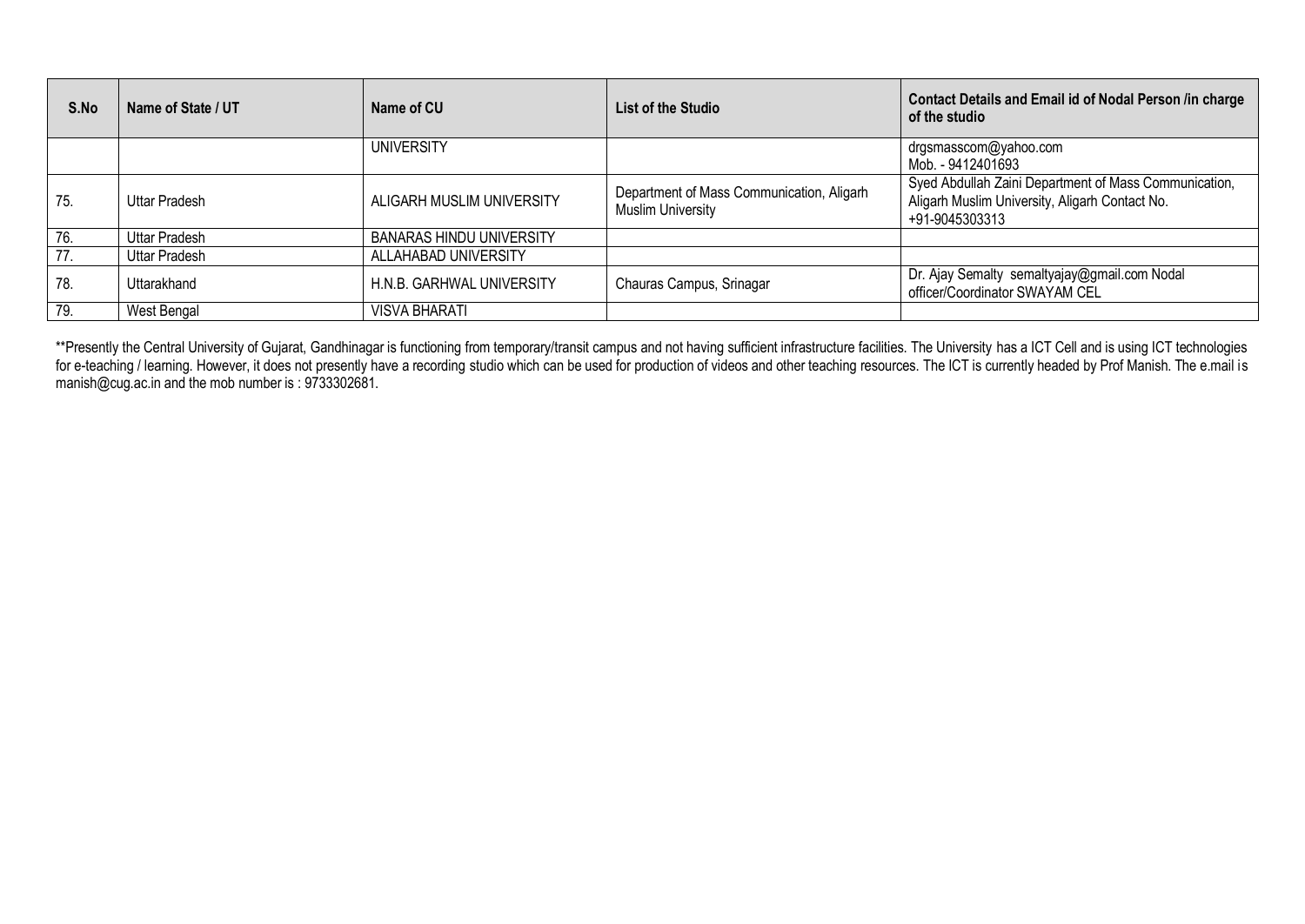| S.No | Name of State / UT | Name of CU | List of the Studio | Contact Details and Email id of Nodal Person /in charge of the studio |
|---|---|---|---|---|
| | | UNIVERSITY | | drgsmasscom@yahoo.com Mob. - 9412401693 |
| 75. | Uttar Pradesh | ALIGARH MUSLIM UNIVERSITY | Department of Mass Communication, Aligarh Muslim University | Syed Abdullah Zaini Department of Mass Communication, Aligarh Muslim University, Aligarh Contact No. +91-9045303313 |
| 76. | Uttar Pradesh | BANARAS HINDU UNIVERSITY | | |
| 77. | Uttar Pradesh | ALLAHABAD UNIVERSITY | | |
| 78. | Uttarakhand | H.N.B. GARHWAL UNIVERSITY | Chauras Campus, Srinagar | Dr. Ajay Semalty semaltyajay@gmail.com Nodal officer/Coordinator SWAYAM CEL |
| 79. | West Bengal | VISVA BHARATI | | |

**Presently the Central University of Gujarat, Gandhinagar is functioning from temporary/transit campus and not having sufficient infrastructure facilities. The University has a ICT Cell and is using ICT technologies for e-teaching / learning. However, it does not presently have a recording studio which can be used for production of videos and other teaching resources. The ICT is currently headed by Prof Manish. The e.mail is manish@cug.ac.in and the mob number is : 9733302681.